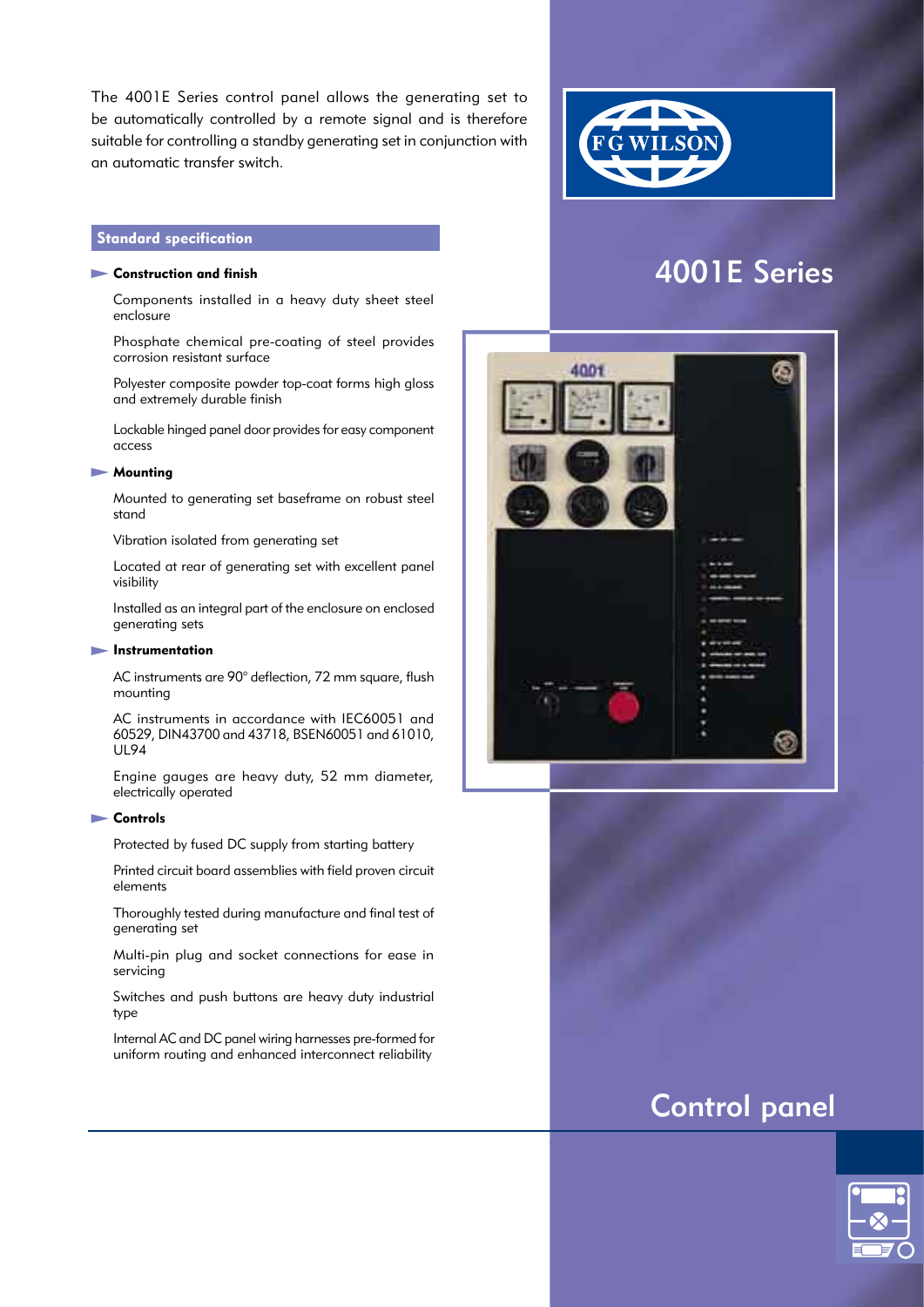# 4001E Series

## Control panel

The 4001E Series control panel allows the generating set to be automatically controlled by a remote signal and is therefore suitable for controlling a standby generating set in conjunction with an automatic transfer switch.

## Standard specification

### Construction and finish

Components installed in a heavy duty sheet steel enclosure

Phosphate chemical pre-coating of steel provides corrosion resistant surface

Polyester composite powder top-coat forms high gloss and extremely durable finish

Lockable hinged panel door provides for easy component access

### Mounting

Mounted to generating set baseframe on robust steel stand

Vibration isolated from generating set

Located at rear of generating set with excellent panel visibility

Installed as an integral part of the enclosure on enclosed generating sets

### Instrumentation

AC instruments are 90° deflection, 72 mm square, flush mounting

AC instruments in accordance with IEC60051 and 60529, DIN43700 and 43718, BSEN60051 and 61010, UL94

Engine gauges are heavy duty, 52 mm diameter, electrically operated

### Controls

Protected by fused DC supply from starting battery

Printed circuit board assemblies with field proven circuit elements

Thoroughly tested during manufacture and final test of generating set

Multi-pin plug and socket connections for ease in servicing

Switches and push buttons are heavy duty industrial type

Internal AC and DC panel wiring harnesses pre-formed for uniform routing and enhanced interconnect reliability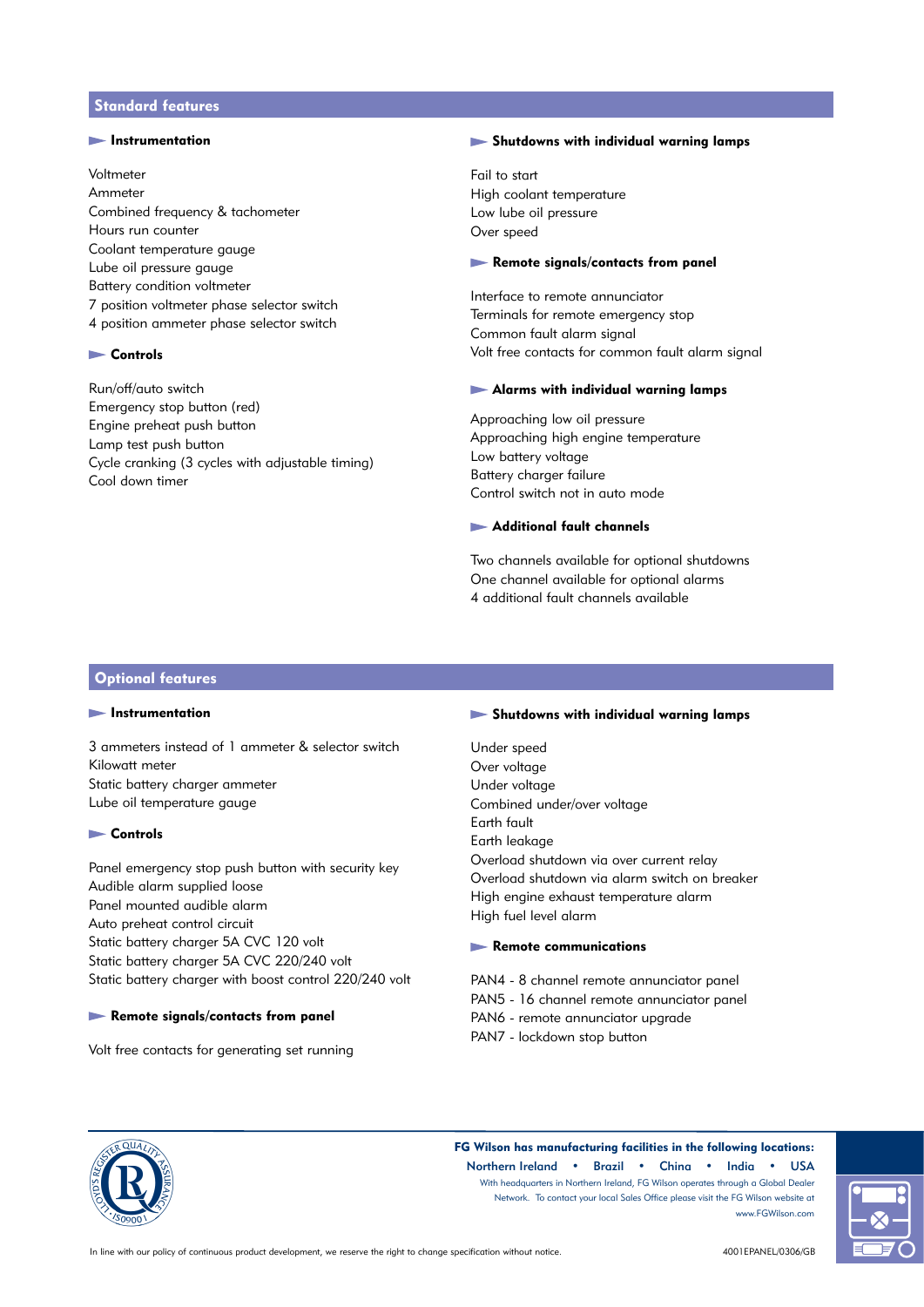## Standard features

### Instrumentation

Voltmeter
Ammeter
Combined frequency & tachometer
Hours run counter
Coolant temperature gauge
Lube oil pressure gauge
Battery condition voltmeter
7 position voltmeter phase selector switch
4 position ammeter phase selector switch

### Controls

Run/off/auto switch
Emergency stop button (red)
Engine preheat push button
Lamp test push button
Cycle cranking (3 cycles with adjustable timing)
Cool down timer

### Shutdowns with individual warning lamps

Fail to start
High coolant temperature
Low lube oil pressure
Over speed

### Remote signals/contacts from panel

Interface to remote annunciator
Terminals for remote emergency stop
Common fault alarm signal
Volt free contacts for common fault alarm signal

### Alarms with individual warning lamps

Approaching low oil pressure
Approaching high engine temperature
Low battery voltage
Battery charger failure
Control switch not in auto mode

### Additional fault channels

Two channels available for optional shutdowns
One channel available for optional alarms
4 additional fault channels available

## Optional features

### Instrumentation

3 ammeters instead of 1 ammeter & selector switch
Kilowatt meter
Static battery charger ammeter
Lube oil temperature gauge

### Controls

Panel emergency stop push button with security key
Audible alarm supplied loose
Panel mounted audible alarm
Auto preheat control circuit
Static battery charger 5A CVC 120 volt
Static battery charger 5A CVC 220/240 volt
Static battery charger with boost control 220/240 volt

### Remote signals/contacts from panel

Volt free contacts for generating set running

### Shutdowns with individual warning lamps

Under speed
Over voltage
Under voltage
Combined under/over voltage
Earth fault
Earth leakage
Overload shutdown via over current relay
Overload shutdown via alarm switch on breaker
High engine exhaust temperature alarm
High fuel level alarm

### Remote communications

PAN4 - 8 channel remote annunciator panel
PAN5 - 16 channel remote annunciator panel
PAN6 - remote annunciator upgrade
PAN7 - lockdown stop button

**FG Wilson has manufacturing facilities in the following locations:**

**Northern Ireland • Brazil • China • India • USA**

With headquarters in Northern Ireland, FG Wilson operates through a Global Dealer Network. To contact your local Sales Office please visit the FG Wilson website at www.FGWilson.com

In line with our policy of continuous product development, we reserve the right to change specification without notice.

4001EPANEL/0306/GB